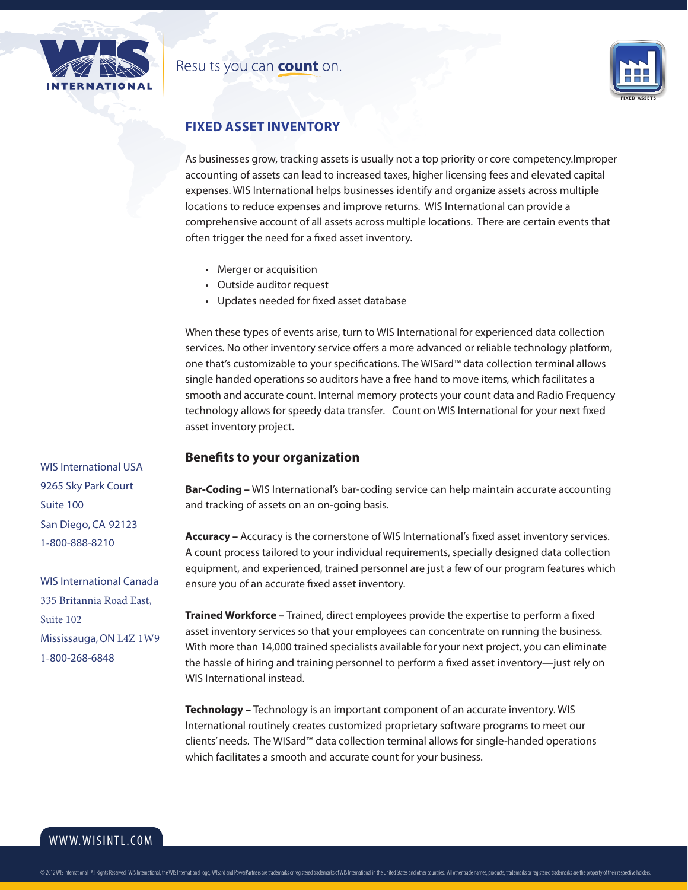Results you can **count** on.

# FIXED ASSET INVENTORY

As businesses grow, tracking assets is usually not a top priority or core competency.Improper accounting of assets can lead to increased taxes, higher licensing fees and elevated capital expenses. WIS International helps businesses identify and organize assets across multiple locations to reduce expenses and improve returns. WIS International can provide a comprehensive account of all assets across multiple locations. There are certain events that often trigger the need for a fixed asset inventory.

- Merger or acquisition
- Outside auditor request
- Updates needed for fixed asset database

When these types of events arise, turn to WIS International for experienced data collection services. No other inventory service offers a more advanced or reliable technology platform, one that's customizable to your specifications. The WISard™ data collection terminal allows single handed operations so auditors have a free hand to move items, which facilitates a smooth and accurate count. Internal memory protects your count data and Radio Frequency technology allows for speedy data transfer. Count on WIS International for your next fixed asset inventory project.

## Benefits to your organization

**Bar-Coding –** WIS International's bar-coding service can help maintain accurate accounting and tracking of assets on an on-going basis.

**Accuracy –** Accuracy is the cornerstone of WIS International's fixed asset inventory services. A count process tailored to your individual requirements, specially designed data collection equipment, and experienced, trained personnel are just a few of our program features which ensure you of an accurate fixed asset inventory.

**Trained Workforce –** Trained, direct employees provide the expertise to perform a fixed asset inventory services so that your employees can concentrate on running the business. With more than 14,000 trained specialists available for your next project, you can eliminate the hassle of hiring and training personnel to perform a fixed asset inventory—just rely on WIS International instead.

**Technology –** Technology is an important component of an accurate inventory. WIS International routinely creates customized proprietary software programs to meet our clients' needs. The WISard™ data collection terminal allows for single-handed operations which facilitates a smooth and accurate count for your business.

WIS International USA
9265 Sky Park Court
Suite 100
San Diego, CA 92123
1-800-888-8210

WIS International Canada
335 Britannia Road East,
Suite 102
Mississauga, ON L4Z 1W9
1-800-268-6848

WWW.WISINTL.COM

© 2012 WIS International. All Rights Reserved. WIS International, the WIS International logo, WISard and PowerPartners are trademarks or registered trademarks of WIS International in the United States and other countries. All other trade names, products, trademarks or registered trademarks are the property of their respective holders.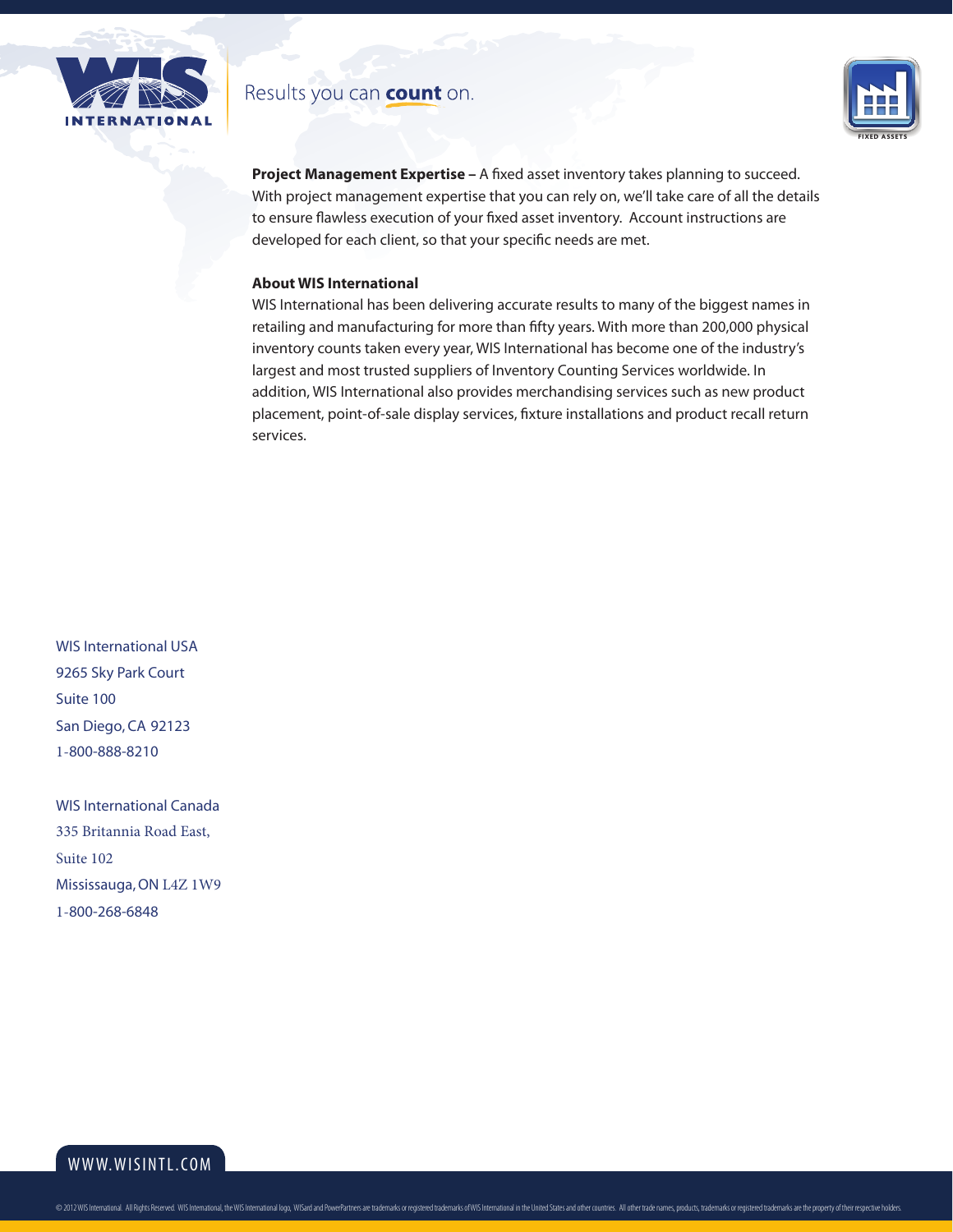Results you can **count** on.

FIXED ASSETS

**Project Management Expertise –** A fixed asset inventory takes planning to succeed. With project management expertise that you can rely on, we'll take care of all the details to ensure flawless execution of your fixed asset inventory. Account instructions are developed for each client, so that your specific needs are met.

**About WIS International**

WIS International has been delivering accurate results to many of the biggest names in retailing and manufacturing for more than fifty years. With more than 200,000 physical inventory counts taken every year, WIS International has become one of the industry's largest and most trusted suppliers of Inventory Counting Services worldwide. In addition, WIS International also provides merchandising services such as new product placement, point-of-sale display services, fixture installations and product recall return services.

WIS International USA
9265 Sky Park Court
Suite 100
San Diego, CA 92123
1-800-888-8210

WIS International Canada
335 Britannia Road East,
Suite 102
Mississauga, ON L4Z 1W9
1-800-268-6848

WWW.WISINTL.COM

© 2012 WIS International. All Rights Reserved. WIS International, the WIS International logo, WISard and PowerPartners are trademarks or registered trademarks of WIS International in the United States and other countries. All other trade names, products, trademarks or registered trademarks are the property of their respective holders.